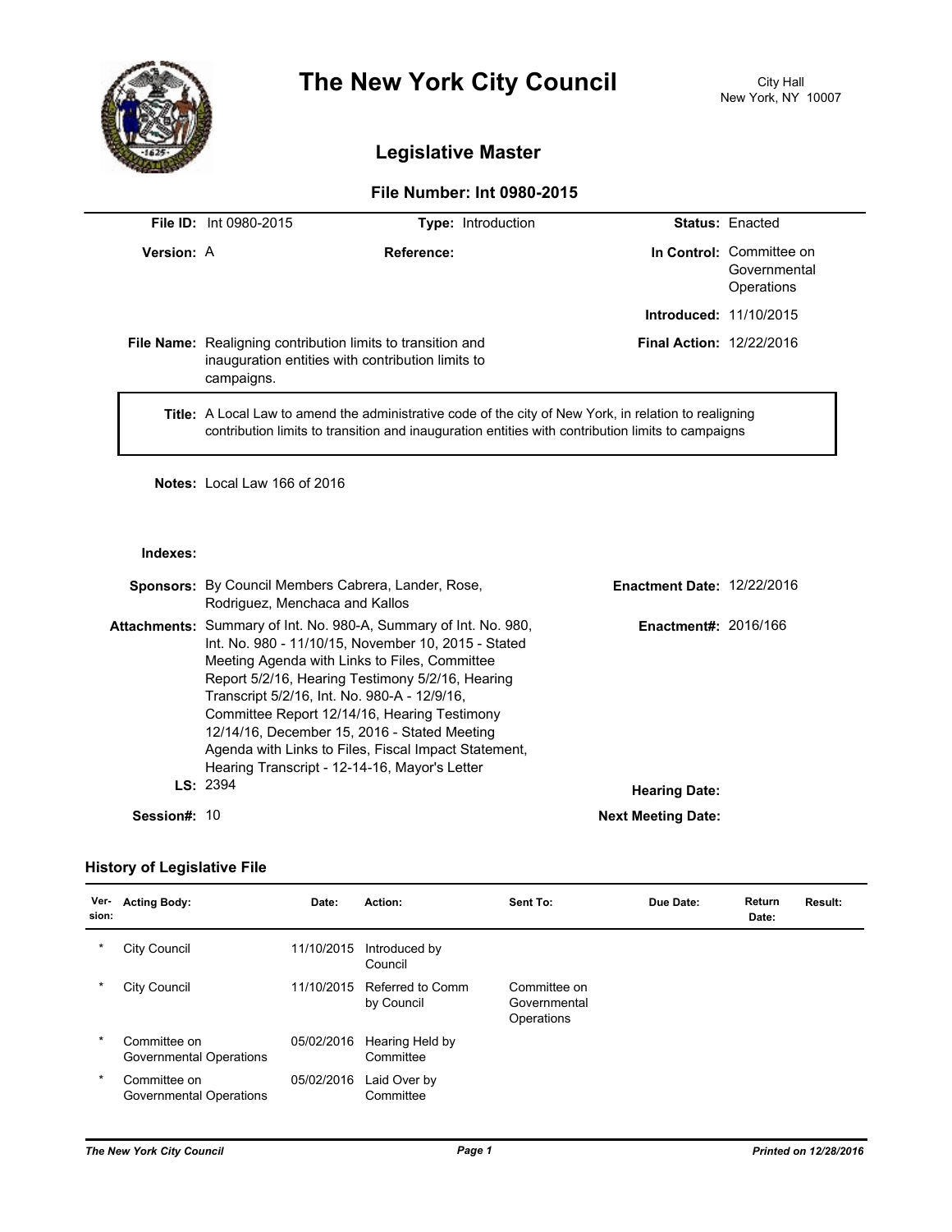# The New York City Council

City Hall
New York, NY 10007

## Legislative Master

### File Number: Int 0980-2015

**File ID:** Int 0980-2015 **Type:** Introduction **Status:** Enacted

**Version:** A **Reference:** **In Control:** Committee on Governmental Operations

**Introduced:** 11/10/2015

**File Name:** Realigning contribution limits to transition and inauguration entities with contribution limits to campaigns.

**Final Action:** 12/22/2016

**Title:** A Local Law to amend the administrative code of the city of New York, in relation to realigning contribution limits to transition and inauguration entities with contribution limits to campaigns

**Notes:** Local Law 166 of 2016

**Indexes:**

**Sponsors:** By Council Members Cabrera, Lander, Rose, Rodriguez, Menchaca and Kallos

**Enactment Date:** 12/22/2016

**Attachments:** Summary of Int. No. 980-A, Summary of Int. No. 980, Int. No. 980 - 11/10/15, November 10, 2015 - Stated Meeting Agenda with Links to Files, Committee Report 5/2/16, Hearing Testimony 5/2/16, Hearing Transcript 5/2/16, Int. No. 980-A - 12/9/16, Committee Report 12/14/16, Hearing Testimony 12/14/16, December 15, 2016 - Stated Meeting Agenda with Links to Files, Fiscal Impact Statement, Hearing Transcript - 12-14-16, Mayor's Letter

**Enactment#:** 2016/166

**LS:** 2394

**Hearing Date:**

**Session#:** 10

**Next Meeting Date:**

### History of Legislative File

| Version: | Acting Body: | Date: | Action: | Sent To: | Due Date: | Return Date: | Result: |
|---|---|---|---|---|---|---|---|
| * | City Council | 11/10/2015 | Introduced by Council | | | | |
| * | City Council | 11/10/2015 | Referred to Comm by Council | Committee on Governmental Operations | | | |
| * | Committee on Governmental Operations | 05/02/2016 | Hearing Held by Committee | | | | |
| * | Committee on Governmental Operations | 05/02/2016 | Laid Over by Committee | | | | |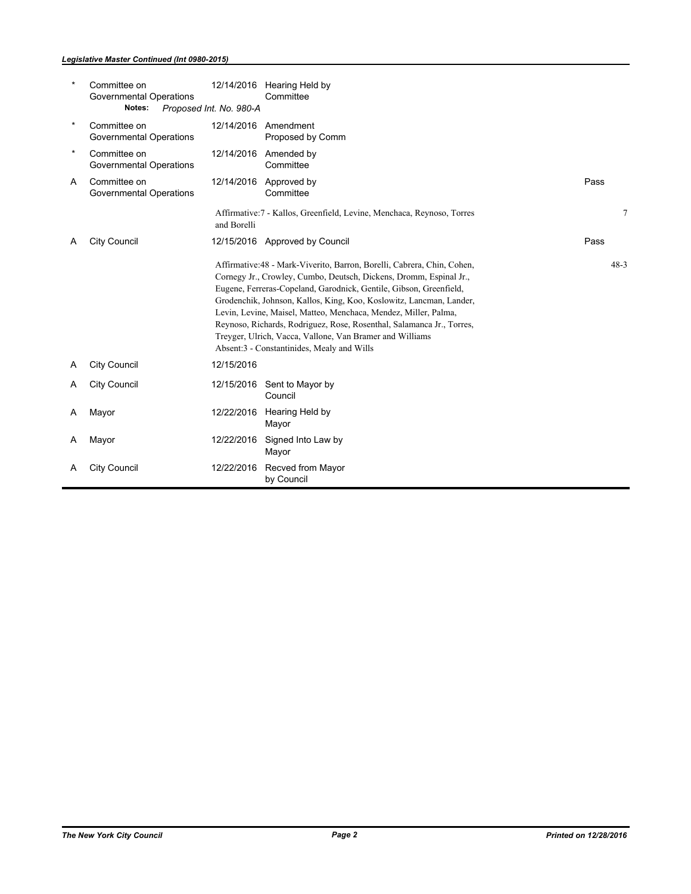| | | | | | |
|---|---|---|---|---|---|
| * | Committee on Governmental Operations | 12/14/2016 | Hearing Held by Committee | | |
| | **Notes:** *Proposed Int. No. 980-A* | | | | |
| * | Committee on Governmental Operations | 12/14/2016 | Amendment Proposed by Comm | | |
| * | Committee on Governmental Operations | 12/14/2016 | Amended by Committee | | |
| A | Committee on Governmental Operations | 12/14/2016 | Approved by Committee | Pass | |
| | | Affirmative:7 - Kallos, Greenfield, Levine, Menchaca, Reynoso, Torres and Borelli | | | 7 |
| A | City Council | 12/15/2016 | Approved by Council | Pass | |
| | | Affirmative:48 - Mark-Viverito, Barron, Borelli, Cabrera, Chin, Cohen, Cornegy Jr., Crowley, Cumbo, Deutsch, Dickens, Dromm, Espinal Jr., Eugene, Ferreras-Copeland, Garodnick, Gentile, Gibson, Greenfield, Grodenchik, Johnson, Kallos, King, Koo, Koslowitz, Lancman, Lander, Levin, Levine, Maisel, Matteo, Menchaca, Mendez, Miller, Palma, Reynoso, Richards, Rodriguez, Rose, Rosenthal, Salamanca Jr., Torres, Treyger, Ulrich, Vacca, Vallone, Van Bramer and Williams<br>Absent:3 - Constantinides, Mealy and Wills | | | 48-3 |
| A | City Council | 12/15/2016 | | | |
| A | City Council | 12/15/2016 | Sent to Mayor by Council | | |
| A | Mayor | 12/22/2016 | Hearing Held by Mayor | | |
| A | Mayor | 12/22/2016 | Signed Into Law by Mayor | | |
| A | City Council | 12/22/2016 | Recved from Mayor by Council | | |